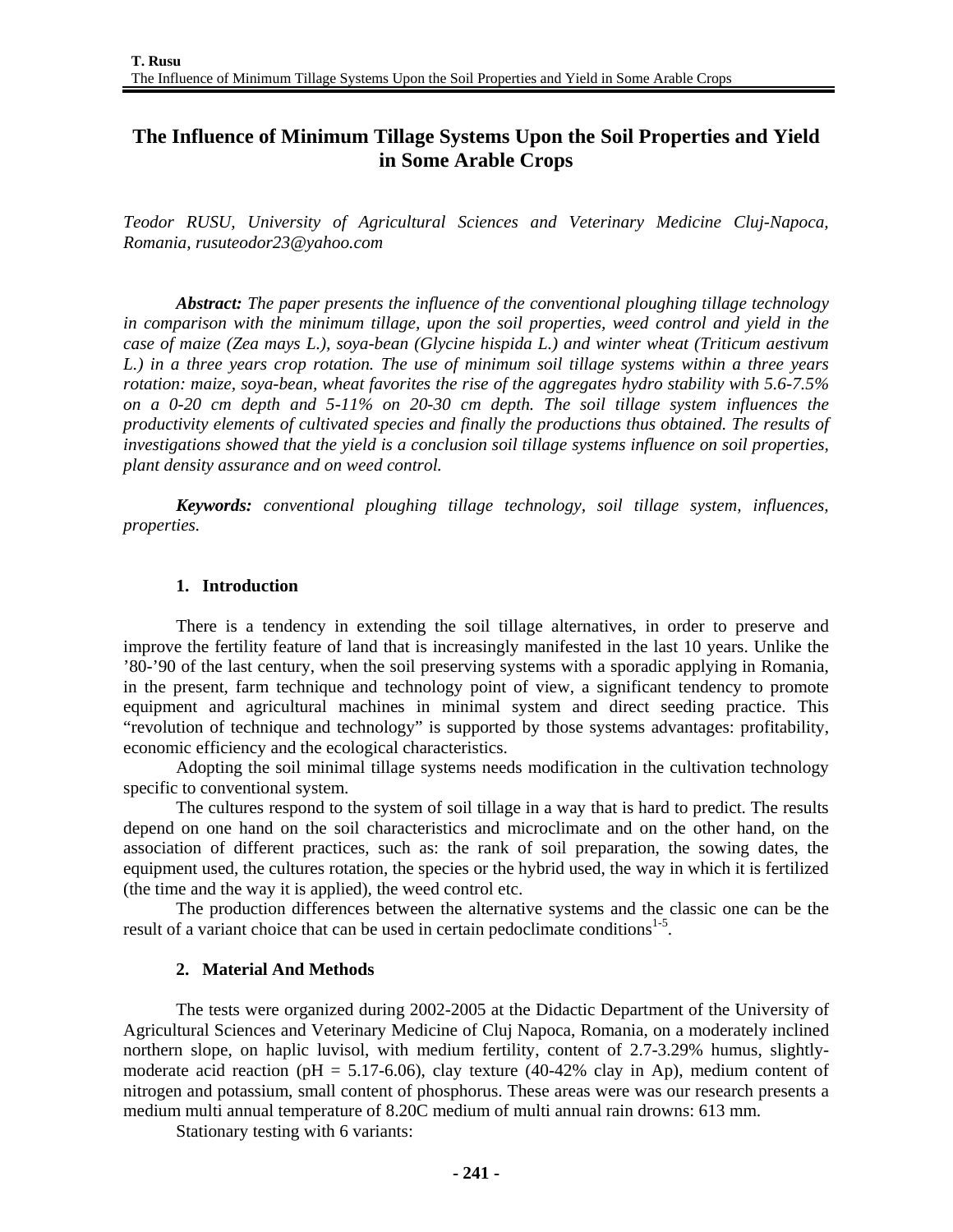# The Influence of Minimum Tillage Systems Upon the Soil Properties and Yield in Some Arable Crops

*Teodor RUSU, University of Agricultural Sciences and Veterinary Medicine Cluj-Napoca, Romania, rusuteodor23@yahoo.com*

***Abstract:*** *The paper presents the influence of the conventional ploughing tillage technology in comparison with the minimum tillage, upon the soil properties, weed control and yield in the case of maize (Zea mays L.), soya-bean (Glycine hispida L.) and winter wheat (Triticum aestivum L.) in a three years crop rotation. The use of minimum soil tillage systems within a three years rotation: maize, soya-bean, wheat favorites the rise of the aggregates hydro stability with 5.6-7.5% on a 0-20 cm depth and 5-11% on 20-30 cm depth. The soil tillage system influences the productivity elements of cultivated species and finally the productions thus obtained. The results of investigations showed that the yield is a conclusion soil tillage systems influence on soil properties, plant density assurance and on weed control.*

***Keywords:*** *conventional ploughing tillage technology, soil tillage system, influences, properties.*

## 1. Introduction

There is a tendency in extending the soil tillage alternatives, in order to preserve and improve the fertility feature of land that is increasingly manifested in the last 10 years. Unlike the '80-'90 of the last century, when the soil preserving systems with a sporadic applying in Romania, in the present, farm technique and technology point of view, a significant tendency to promote equipment and agricultural machines in minimal system and direct seeding practice. This "revolution of technique and technology" is supported by those systems advantages: profitability, economic efficiency and the ecological characteristics.

Adopting the soil minimal tillage systems needs modification in the cultivation technology specific to conventional system.

The cultures respond to the system of soil tillage in a way that is hard to predict. The results depend on one hand on the soil characteristics and microclimate and on the other hand, on the association of different practices, such as: the rank of soil preparation, the sowing dates, the equipment used, the cultures rotation, the species or the hybrid used, the way in which it is fertilized (the time and the way it is applied), the weed control etc.

The production differences between the alternative systems and the classic one can be the result of a variant choice that can be used in certain pedoclimate conditions[1-5].

## 2. Material And Methods

The tests were organized during 2002-2005 at the Didactic Department of the University of Agricultural Sciences and Veterinary Medicine of Cluj Napoca, Romania, on a moderately inclined northern slope, on haplic luvisol, with medium fertility, content of 2.7-3.29% humus, slightly-moderate acid reaction (pH = 5.17-6.06), clay texture (40-42% clay in Ap), medium content of nitrogen and potassium, small content of phosphorus. These areas were was our research presents a medium multi annual temperature of 8.20C medium of multi annual rain drowns: 613 mm.

Stationary testing with 6 variants: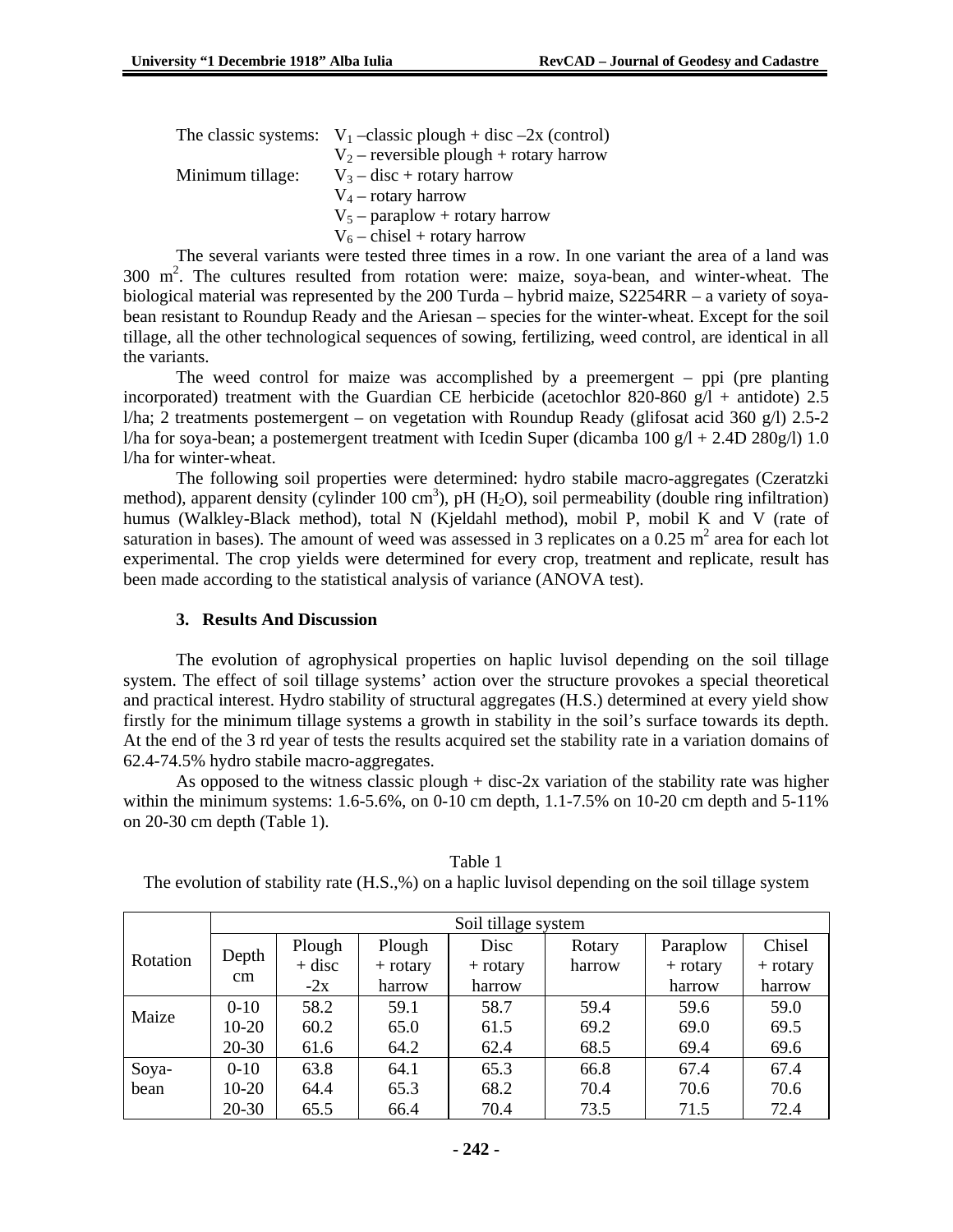The classic systems: $V_1$ –classic plough + disc –2x (control)
$V_2$ – reversible plough + rotary harrow
Minimum tillage: $V_3$ – disc + rotary harrow
$V_4$ – rotary harrow
$V_5$ – paraplow + rotary harrow
$V_6$ – chisel + rotary harrow

The several variants were tested three times in a row. In one variant the area of a land was 300 $m^2$. The cultures resulted from rotation were: maize, soya-bean, and winter-wheat. The biological material was represented by the 200 Turda – hybrid maize, S2254RR – a variety of soya-bean resistant to Roundup Ready and the Ariesan – species for the winter-wheat. Except for the soil tillage, all the other technological sequences of sowing, fertilizing, weed control, are identical in all the variants.

The weed control for maize was accomplished by a preemergent – ppi (pre planting incorporated) treatment with the Guardian CE herbicide (acetochlor 820-860 g/l + antidote) 2.5 l/ha; 2 treatments postemergent – on vegetation with Roundup Ready (glifosat acid 360 g/l) 2.5-2 l/ha for soya-bean; a postemergent treatment with Icedin Super (dicamba 100 g/l + 2.4D 280g/l) 1.0 l/ha for winter-wheat.

The following soil properties were determined: hydro stabile macro-aggregates (Czeratzki method), apparent density (cylinder 100 $cm^3$), pH ($H_2O$), soil permeability (double ring infiltration) humus (Walkley-Black method), total N (Kjeldahl method), mobil P, mobil K and V (rate of saturation in bases). The amount of weed was assessed in 3 replicates on a 0.25 $m^2$ area for each lot experimental. The crop yields were determined for every crop, treatment and replicate, result has been made according to the statistical analysis of variance (ANOVA test).

## 3. Results And Discussion

The evolution of agrophysical properties on haplic luvisol depending on the soil tillage system. The effect of soil tillage systems' action over the structure provokes a special theoretical and practical interest. Hydro stability of structural aggregates (H.S.) determined at every yield show firstly for the minimum tillage systems a growth in stability in the soil's surface towards its depth. At the end of the 3 rd year of tests the results acquired set the stability rate in a variation domains of 62.4-74.5% hydro stabile macro-aggregates.

As opposed to the witness classic plough + disc-2x variation of the stability rate was higher within the minimum systems: 1.6-5.6%, on 0-10 cm depth, 1.1-7.5% on 10-20 cm depth and 5-11% on 20-30 cm depth (Table 1).

Table 1
The evolution of stability rate (H.S.,%) on a haplic luvisol depending on the soil tillage system

| Rotation | Soil tillage system | | | | | | |
|---|---|---|---|---|---|---|---|
| | Depth cm | Plough + disc -2x | Plough + rotary harrow | Disc + rotary harrow | Rotary harrow | Paraplow + rotary harrow | Chisel + rotary harrow |
| Maize | 0-10 | 58.2 | 59.1 | 58.7 | 59.4 | 59.6 | 59.0 |
| | 10-20 | 60.2 | 65.0 | 61.5 | 69.2 | 69.0 | 69.5 |
| | 20-30 | 61.6 | 64.2 | 62.4 | 68.5 | 69.4 | 69.6 |
| Soya-bean | 0-10 | 63.8 | 64.1 | 65.3 | 66.8 | 67.4 | 67.4 |
| | 10-20 | 64.4 | 65.3 | 68.2 | 70.4 | 70.6 | 70.6 |
| | 20-30 | 65.5 | 66.4 | 70.4 | 73.5 | 71.5 | 72.4 |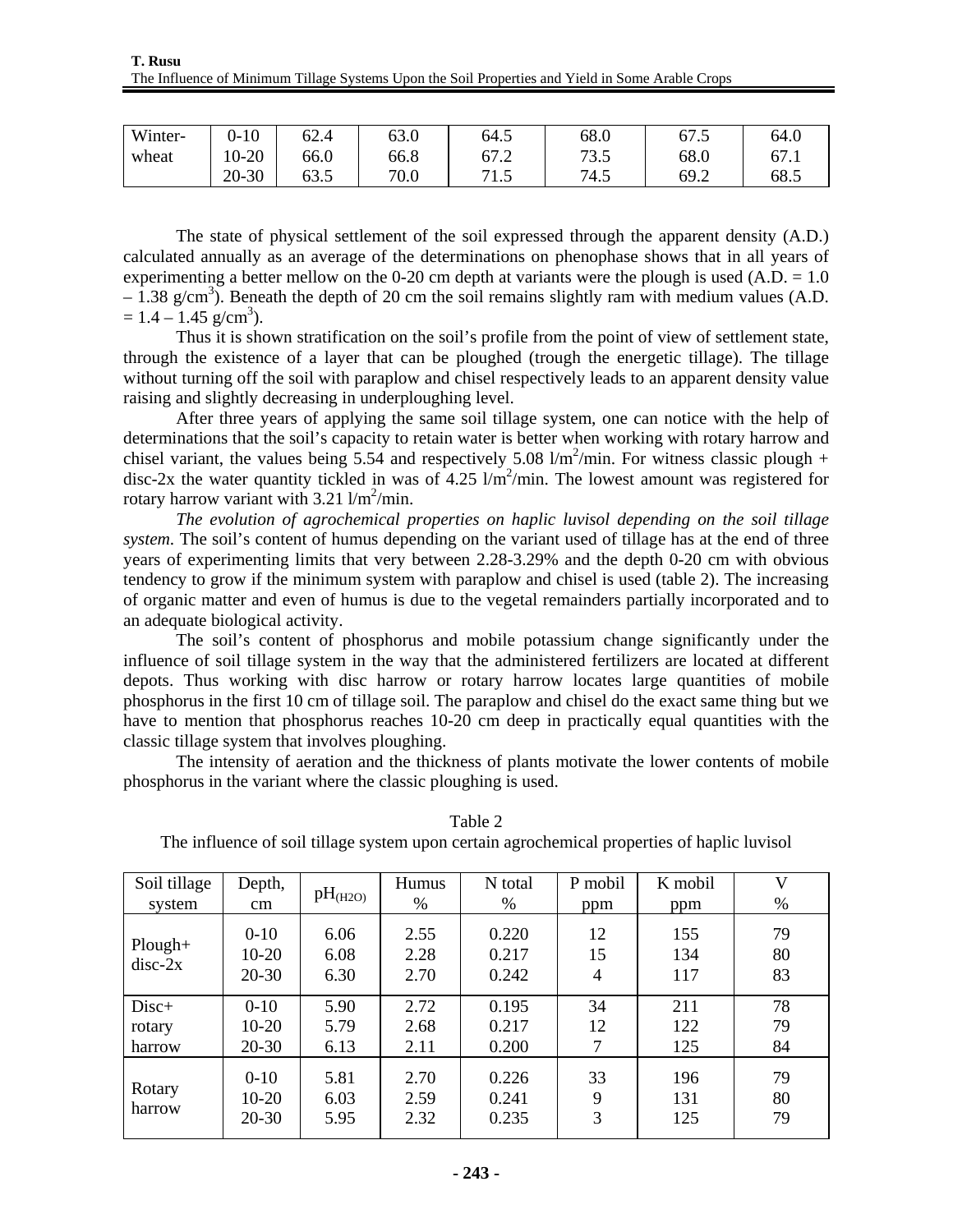| Winter-wheat | 0-10 | 62.4 | 63.0 | 64.5 | 68.0 | 67.5 | 64.0 |
|---|---|---|---|---|---|---|---|
| | 10-20 | 66.0 | 66.8 | 67.2 | 73.5 | 68.0 | 67.1 |
| | 20-30 | 63.5 | 70.0 | 71.5 | 74.5 | 69.2 | 68.5 |

The state of physical settlement of the soil expressed through the apparent density (A.D.) calculated annually as an average of the determinations on phenophase shows that in all years of experimenting a better mellow on the 0-20 cm depth at variants were the plough is used (A.D. = 1.0 – 1.38 g/cm$^3$). Beneath the depth of 20 cm the soil remains slightly ram with medium values (A.D. = 1.4 – 1.45 g/cm$^3$).

Thus it is shown stratification on the soil's profile from the point of view of settlement state, through the existence of a layer that can be ploughed (trough the energetic tillage). The tillage without turning off the soil with paraplow and chisel respectively leads to an apparent density value raising and slightly decreasing in underploughing level.

After three years of applying the same soil tillage system, one can notice with the help of determinations that the soil's capacity to retain water is better when working with rotary harrow and chisel variant, the values being 5.54 and respectively 5.08 l/m$^2$/min. For witness classic plough + disc-2x the water quantity tickled in was of 4.25 l/m$^2$/min. The lowest amount was registered for rotary harrow variant with 3.21 l/m$^2$/min.

*The evolution of agrochemical properties on haplic luvisol depending on the soil tillage system.* The soil's content of humus depending on the variant used of tillage has at the end of three years of experimenting limits that very between 2.28-3.29% and the depth 0-20 cm with obvious tendency to grow if the minimum system with paraplow and chisel is used (table 2). The increasing of organic matter and even of humus is due to the vegetal remainders partially incorporated and to an adequate biological activity.

The soil's content of phosphorus and mobile potassium change significantly under the influence of soil tillage system in the way that the administered fertilizers are located at different depots. Thus working with disc harrow or rotary harrow locates large quantities of mobile phosphorus in the first 10 cm of tillage soil. The paraplow and chisel do the exact same thing but we have to mention that phosphorus reaches 10-20 cm deep in practically equal quantities with the classic tillage system that involves ploughing.

The intensity of aeration and the thickness of plants motivate the lower contents of mobile phosphorus in the variant where the classic ploughing is used.

Table 2

The influence of soil tillage system upon certain agrochemical properties of haplic luvisol

| Soil tillage system | Depth, cm | $pH_{(H2O)}$ | Humus % | N total % | P mobil ppm | K mobil ppm | V % |
|---|---|---|---|---|---|---|---|
| Plough+ disc-2x | 0-10 | 6.06 | 2.55 | 0.220 | 12 | 155 | 79 |
| | 10-20 | 6.08 | 2.28 | 0.217 | 15 | 134 | 80 |
| | 20-30 | 6.30 | 2.70 | 0.242 | 4 | 117 | 83 |
| Disc+ rotary harrow | 0-10 | 5.90 | 2.72 | 0.195 | 34 | 211 | 78 |
| | 10-20 | 5.79 | 2.68 | 0.217 | 12 | 122 | 79 |
| | 20-30 | 6.13 | 2.11 | 0.200 | 7 | 125 | 84 |
| Rotary harrow | 0-10 | 5.81 | 2.70 | 0.226 | 33 | 196 | 79 |
| | 10-20 | 6.03 | 2.59 | 0.241 | 9 | 131 | 80 |
| | 20-30 | 5.95 | 2.32 | 0.235 | 3 | 125 | 79 |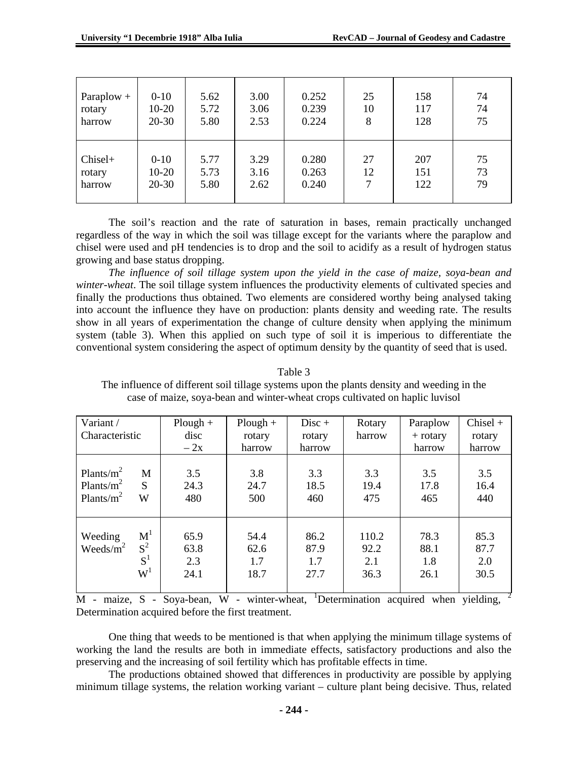| | | | | | | | |
|---|---|---|---|---|---|---|---|
| Paraplow + rotary harrow | 0-10<br>10-20<br>20-30 | 5.62<br>5.72<br>5.80 | 3.00<br>3.06<br>2.53 | 0.252<br>0.239<br>0.224 | 25<br>10<br>8 | 158<br>117<br>128 | 74<br>74<br>75 |
| Chisel+ rotary harrow | 0-10<br>10-20<br>20-30 | 5.77<br>5.73<br>5.80 | 3.29<br>3.16<br>2.62 | 0.280<br>0.263<br>0.240 | 27<br>12<br>7 | 207<br>151<br>122 | 75<br>73<br>79 |

The soil's reaction and the rate of saturation in bases, remain practically unchanged regardless of the way in which the soil was tillage except for the variants where the paraplow and chisel were used and pH tendencies is to drop and the soil to acidify as a result of hydrogen status growing and base status dropping.

*The influence of soil tillage system upon the yield in the case of maize, soya-bean and winter-wheat*. The soil tillage system influences the productivity elements of cultivated species and finally the productions thus obtained. Two elements are considered worthy being analysed taking into account the influence they have on production: plants density and weeding rate. The results show in all years of experimentation the change of culture density when applying the minimum system (table 3). When this applied on such type of soil it is imperious to differentiate the conventional system considering the aspect of optimum density by the quantity of seed that is used.

Table 3
The influence of different soil tillage systems upon the plants density and weeding in the case of maize, soya-bean and winter-wheat crops cultivated on haplic luvisol

| Variant / Characteristic | | Plough + disc – 2x | Plough + rotary harrow | Disc + rotary harrow | Rotary harrow | Paraplow + rotary harrow | Chisel + rotary harrow |
|---|---|---|---|---|---|---|---|
| Plants/m² | M | 3.5 | 3.8 | 3.3 | 3.3 | 3.5 | 3.5 |
| Plants/m² | S | 24.3 | 24.7 | 18.5 | 19.4 | 17.8 | 16.4 |
| Plants/m² | W | 480 | 500 | 460 | 475 | 465 | 440 |
| Weeding Weeds/m² | M[1] | 65.9 | 54.4 | 86.2 | 110.2 | 78.3 | 85.3 |
| | S[2] | 63.8 | 62.6 | 87.9 | 92.2 | 88.1 | 87.7 |
| | S[1] | 2.3 | 1.7 | 1.7 | 2.1 | 1.8 | 2.0 |
| | W[1] | 24.1 | 18.7 | 27.7 | 36.3 | 26.1 | 30.5 |

M - maize, S - Soya-bean, W - winter-wheat, [1]Determination acquired when yielding, [2] Determination acquired before the first treatment.

One thing that weeds to be mentioned is that when applying the minimum tillage systems of working the land the results are both in immediate effects, satisfactory productions and also the preserving and the increasing of soil fertility which has profitable effects in time.

The productions obtained showed that differences in productivity are possible by applying minimum tillage systems, the relation working variant – culture plant being decisive. Thus, related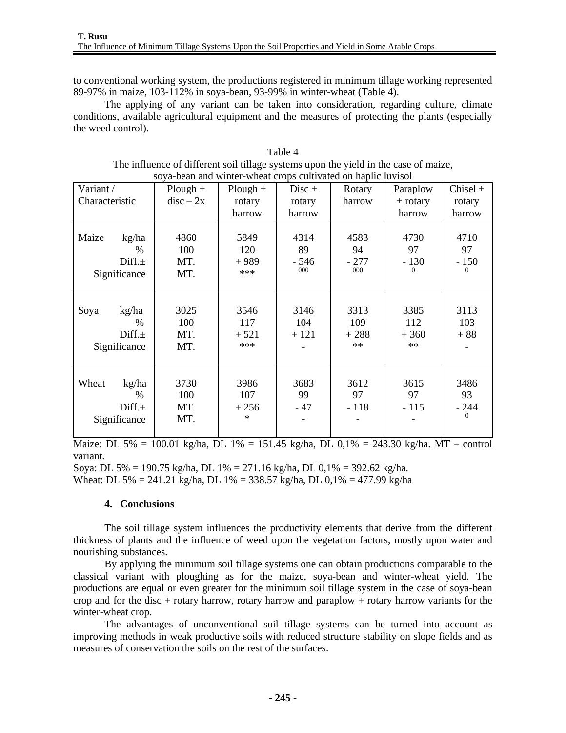to conventional working system, the productions registered in minimum tillage working represented 89-97% in maize, 103-112% in soya-bean, 93-99% in winter-wheat (Table 4).

The applying of any variant can be taken into consideration, regarding culture, climate conditions, available agricultural equipment and the measures of protecting the plants (especially the weed control).

Table 4

The influence of different soil tillage systems upon the yield in the case of maize, soya-bean and winter-wheat crops cultivated on haplic luvisol

| Variant / Characteristic | Plough + disc – 2x | Plough + rotary harrow | Disc + rotary harrow | Rotary harrow | Paraplow + rotary harrow | Chisel + rotary harrow |
|---|---|---|---|---|---|---|
| Maize kg/ha | 4860 | 5849 | 4314 | 4583 | 4730 | 4710 |
| % | 100 | 120 | 89 | 94 | 97 | 97 |
| Diff.± | MT. | + 989 | - 546 | - 277 | - 130 | - 150 |
| Significance | MT. | *** | 000 | 000 | 0 | 0 |
| Soya kg/ha | 3025 | 3546 | 3146 | 3313 | 3385 | 3113 |
| % | 100 | 117 | 104 | 109 | 112 | 103 |
| Diff.± | MT. | + 521 | + 121 | + 288 | + 360 | + 88 |
| Significance | MT. | *** | - | ** | ** | - |
| Wheat kg/ha | 3730 | 3986 | 3683 | 3612 | 3615 | 3486 |
| % | 100 | 107 | 99 | 97 | 97 | 93 |
| Diff.± | MT. | + 256 | - 47 | - 118 | - 115 | - 244 |
| Significance | MT. | * | - | - | - | 0 |

Maize: DL 5% = 100.01 kg/ha, DL 1% = 151.45 kg/ha, DL 0,1% = 243.30 kg/ha. MT – control variant.

Soya: DL 5% = 190.75 kg/ha, DL 1% = 271.16 kg/ha, DL 0,1% = 392.62 kg/ha.

Wheat: DL 5% = 241.21 kg/ha, DL 1% = 338.57 kg/ha, DL 0,1% = 477.99 kg/ha

## 4. Conclusions

The soil tillage system influences the productivity elements that derive from the different thickness of plants and the influence of weed upon the vegetation factors, mostly upon water and nourishing substances.

By applying the minimum soil tillage systems one can obtain productions comparable to the classical variant with ploughing as for the maize, soya-bean and winter-wheat yield. The productions are equal or even greater for the minimum soil tillage system in the case of soya-bean crop and for the disc + rotary harrow, rotary harrow and paraplow + rotary harrow variants for the winter-wheat crop.

The advantages of unconventional soil tillage systems can be turned into account as improving methods in weak productive soils with reduced structure stability on slope fields and as measures of conservation the soils on the rest of the surfaces.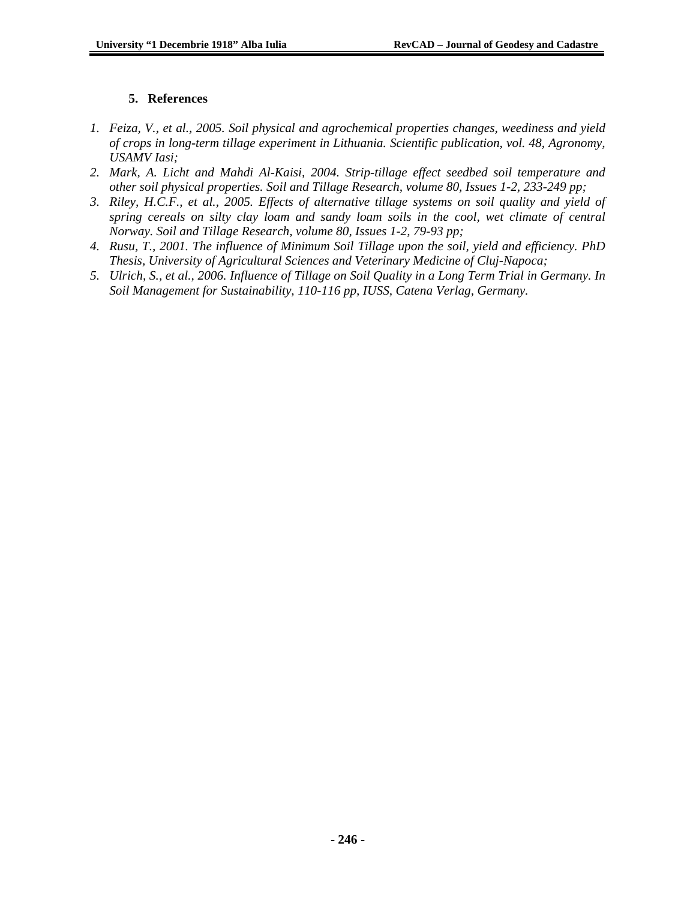## 5. References

1. *Feiza, V., et al., 2005. Soil physical and agrochemical properties changes, weediness and yield of crops in long-term tillage experiment in Lithuania. Scientific publication, vol. 48, Agronomy, USAMV Iasi;*
2. *Mark, A. Licht and Mahdi Al-Kaisi, 2004. Strip-tillage effect seedbed soil temperature and other soil physical properties. Soil and Tillage Research, volume 80, Issues 1-2, 233-249 pp;*
3. *Riley, H.C.F., et al., 2005. Effects of alternative tillage systems on soil quality and yield of spring cereals on silty clay loam and sandy loam soils in the cool, wet climate of central Norway. Soil and Tillage Research, volume 80, Issues 1-2, 79-93 pp;*
4. *Rusu, T., 2001. The influence of Minimum Soil Tillage upon the soil, yield and efficiency. PhD Thesis, University of Agricultural Sciences and Veterinary Medicine of Cluj-Napoca;*
5. *Ulrich, S., et al., 2006. Influence of Tillage on Soil Quality in a Long Term Trial in Germany. In Soil Management for Sustainability, 110-116 pp, IUSS, Catena Verlag, Germany.*